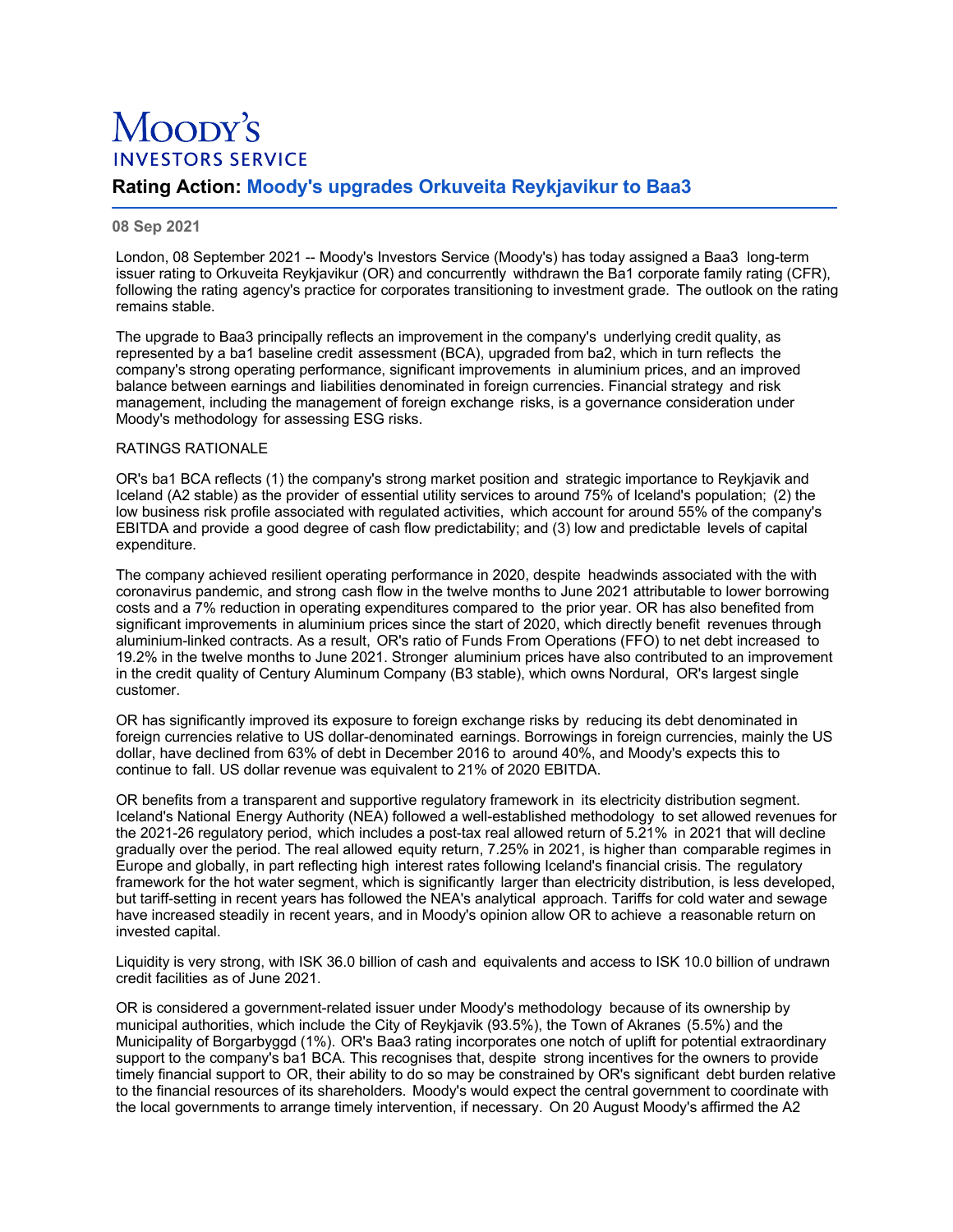Moody's
INVESTORS SERVICE

## Rating Action: Moody's upgrades Orkuveita Reykjavikur to Baa3

**08 Sep 2021**

London, 08 September 2021 -- Moody's Investors Service (Moody's) has today assigned a Baa3 long-term issuer rating to Orkuveita Reykjavikur (OR) and concurrently withdrawn the Ba1 corporate family rating (CFR), following the rating agency's practice for corporates transitioning to investment grade. The outlook on the rating remains stable.

The upgrade to Baa3 principally reflects an improvement in the company's underlying credit quality, as represented by a ba1 baseline credit assessment (BCA), upgraded from ba2, which in turn reflects the company's strong operating performance, significant improvements in aluminium prices, and an improved balance between earnings and liabilities denominated in foreign currencies. Financial strategy and risk management, including the management of foreign exchange risks, is a governance consideration under Moody's methodology for assessing ESG risks.

RATINGS RATIONALE

OR's ba1 BCA reflects (1) the company's strong market position and strategic importance to Reykjavik and Iceland (A2 stable) as the provider of essential utility services to around 75% of Iceland's population; (2) the low business risk profile associated with regulated activities, which account for around 55% of the company's EBITDA and provide a good degree of cash flow predictability; and (3) low and predictable levels of capital expenditure.

The company achieved resilient operating performance in 2020, despite headwinds associated with the with coronavirus pandemic, and strong cash flow in the twelve months to June 2021 attributable to lower borrowing costs and a 7% reduction in operating expenditures compared to the prior year. OR has also benefited from significant improvements in aluminium prices since the start of 2020, which directly benefit revenues through aluminium-linked contracts. As a result, OR's ratio of Funds From Operations (FFO) to net debt increased to 19.2% in the twelve months to June 2021. Stronger aluminium prices have also contributed to an improvement in the credit quality of Century Aluminum Company (B3 stable), which owns Nordural, OR's largest single customer.

OR has significantly improved its exposure to foreign exchange risks by reducing its debt denominated in foreign currencies relative to US dollar-denominated earnings. Borrowings in foreign currencies, mainly the US dollar, have declined from 63% of debt in December 2016 to around 40%, and Moody's expects this to continue to fall. US dollar revenue was equivalent to 21% of 2020 EBITDA.

OR benefits from a transparent and supportive regulatory framework in its electricity distribution segment. Iceland's National Energy Authority (NEA) followed a well-established methodology to set allowed revenues for the 2021-26 regulatory period, which includes a post-tax real allowed return of 5.21% in 2021 that will decline gradually over the period. The real allowed equity return, 7.25% in 2021, is higher than comparable regimes in Europe and globally, in part reflecting high interest rates following Iceland's financial crisis. The regulatory framework for the hot water segment, which is significantly larger than electricity distribution, is less developed, but tariff-setting in recent years has followed the NEA's analytical approach. Tariffs for cold water and sewage have increased steadily in recent years, and in Moody's opinion allow OR to achieve a reasonable return on invested capital.

Liquidity is very strong, with ISK 36.0 billion of cash and equivalents and access to ISK 10.0 billion of undrawn credit facilities as of June 2021.

OR is considered a government-related issuer under Moody's methodology because of its ownership by municipal authorities, which include the City of Reykjavik (93.5%), the Town of Akranes (5.5%) and the Municipality of Borgarbyggd (1%). OR's Baa3 rating incorporates one notch of uplift for potential extraordinary support to the company's ba1 BCA. This recognises that, despite strong incentives for the owners to provide timely financial support to OR, their ability to do so may be constrained by OR's significant debt burden relative to the financial resources of its shareholders. Moody's would expect the central government to coordinate with the local governments to arrange timely intervention, if necessary. On 20 August Moody's affirmed the A2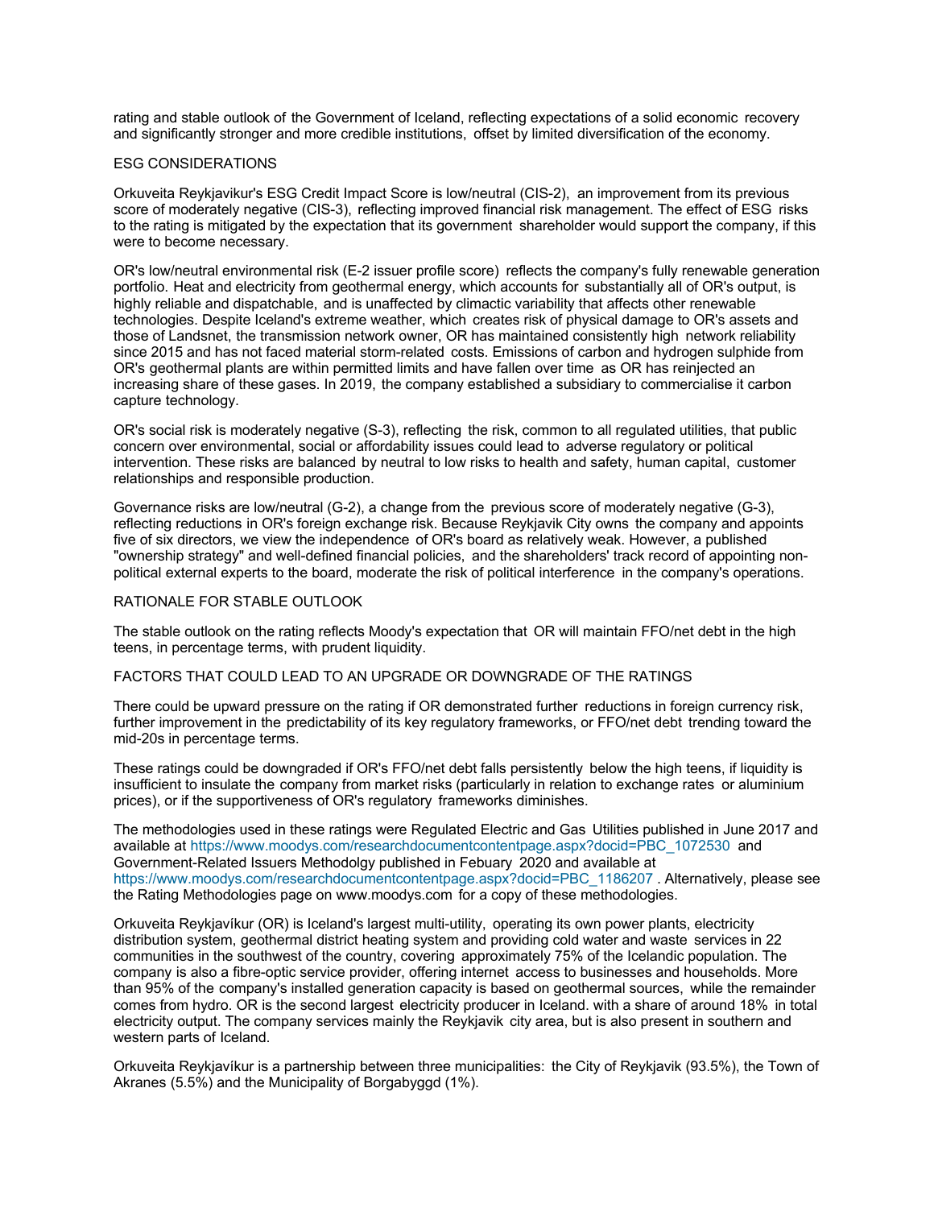rating and stable outlook of the Government of Iceland, reflecting expectations of a solid economic recovery and significantly stronger and more credible institutions, offset by limited diversification of the economy.

ESG CONSIDERATIONS

Orkuveita Reykjavikur's ESG Credit Impact Score is low/neutral (CIS-2), an improvement from its previous score of moderately negative (CIS-3), reflecting improved financial risk management. The effect of ESG risks to the rating is mitigated by the expectation that its government shareholder would support the company, if this were to become necessary.

OR's low/neutral environmental risk (E-2 issuer profile score) reflects the company's fully renewable generation portfolio. Heat and electricity from geothermal energy, which accounts for substantially all of OR's output, is highly reliable and dispatchable, and is unaffected by climactic variability that affects other renewable technologies. Despite Iceland's extreme weather, which creates risk of physical damage to OR's assets and those of Landsnet, the transmission network owner, OR has maintained consistently high network reliability since 2015 and has not faced material storm-related costs. Emissions of carbon and hydrogen sulphide from OR's geothermal plants are within permitted limits and have fallen over time as OR has reinjected an increasing share of these gases. In 2019, the company established a subsidiary to commercialise it carbon capture technology.

OR's social risk is moderately negative (S-3), reflecting the risk, common to all regulated utilities, that public concern over environmental, social or affordability issues could lead to adverse regulatory or political intervention. These risks are balanced by neutral to low risks to health and safety, human capital, customer relationships and responsible production.

Governance risks are low/neutral (G-2), a change from the previous score of moderately negative (G-3), reflecting reductions in OR's foreign exchange risk. Because Reykjavik City owns the company and appoints five of six directors, we view the independence of OR's board as relatively weak. However, a published "ownership strategy" and well-defined financial policies, and the shareholders' track record of appointing non-political external experts to the board, moderate the risk of political interference in the company's operations.

RATIONALE FOR STABLE OUTLOOK

The stable outlook on the rating reflects Moody's expectation that OR will maintain FFO/net debt in the high teens, in percentage terms, with prudent liquidity.

FACTORS THAT COULD LEAD TO AN UPGRADE OR DOWNGRADE OF THE RATINGS

There could be upward pressure on the rating if OR demonstrated further reductions in foreign currency risk, further improvement in the predictability of its key regulatory frameworks, or FFO/net debt trending toward the mid-20s in percentage terms.

These ratings could be downgraded if OR's FFO/net debt falls persistently below the high teens, if liquidity is insufficient to insulate the company from market risks (particularly in relation to exchange rates or aluminium prices), or if the supportiveness of OR's regulatory frameworks diminishes.

The methodologies used in these ratings were Regulated Electric and Gas Utilities published in June 2017 and available at https://www.moodys.com/researchdocumentcontentpage.aspx?docid=PBC_1072530 and Government-Related Issuers Methodolgy published in Febuary 2020 and available at https://www.moodys.com/researchdocumentcontentpage.aspx?docid=PBC_1186207 . Alternatively, please see the Rating Methodologies page on www.moodys.com for a copy of these methodologies.

Orkuveita Reykjavíkur (OR) is Iceland's largest multi-utility, operating its own power plants, electricity distribution system, geothermal district heating system and providing cold water and waste services in 22 communities in the southwest of the country, covering approximately 75% of the Icelandic population. The company is also a fibre-optic service provider, offering internet access to businesses and households. More than 95% of the company's installed generation capacity is based on geothermal sources, while the remainder comes from hydro. OR is the second largest electricity producer in Iceland. with a share of around 18% in total electricity output. The company services mainly the Reykjavik city area, but is also present in southern and western parts of Iceland.

Orkuveita Reykjavíkur is a partnership between three municipalities: the City of Reykjavik (93.5%), the Town of Akranes (5.5%) and the Municipality of Borgabyggd (1%).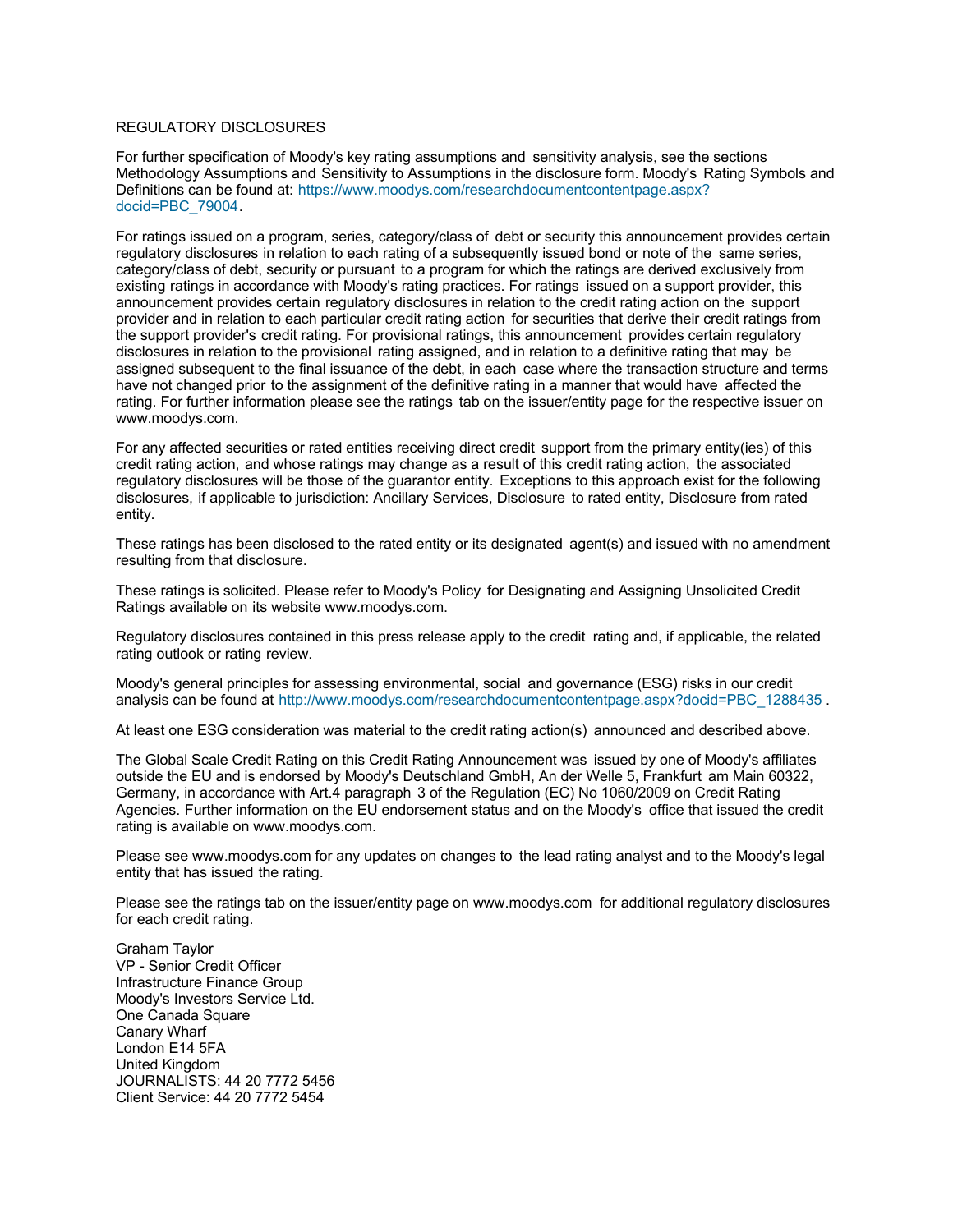REGULATORY DISCLOSURES

For further specification of Moody's key rating assumptions and sensitivity analysis, see the sections Methodology Assumptions and Sensitivity to Assumptions in the disclosure form. Moody's Rating Symbols and Definitions can be found at: https://www.moodys.com/researchdocumentcontentpage.aspx?docid=PBC_79004.

For ratings issued on a program, series, category/class of debt or security this announcement provides certain regulatory disclosures in relation to each rating of a subsequently issued bond or note of the same series, category/class of debt, security or pursuant to a program for which the ratings are derived exclusively from existing ratings in accordance with Moody's rating practices. For ratings issued on a support provider, this announcement provides certain regulatory disclosures in relation to the credit rating action on the support provider and in relation to each particular credit rating action for securities that derive their credit ratings from the support provider's credit rating. For provisional ratings, this announcement provides certain regulatory disclosures in relation to the provisional rating assigned, and in relation to a definitive rating that may be assigned subsequent to the final issuance of the debt, in each case where the transaction structure and terms have not changed prior to the assignment of the definitive rating in a manner that would have affected the rating. For further information please see the ratings tab on the issuer/entity page for the respective issuer on www.moodys.com.

For any affected securities or rated entities receiving direct credit support from the primary entity(ies) of this credit rating action, and whose ratings may change as a result of this credit rating action, the associated regulatory disclosures will be those of the guarantor entity. Exceptions to this approach exist for the following disclosures, if applicable to jurisdiction: Ancillary Services, Disclosure to rated entity, Disclosure from rated entity.

These ratings has been disclosed to the rated entity or its designated agent(s) and issued with no amendment resulting from that disclosure.

These ratings is solicited. Please refer to Moody's Policy for Designating and Assigning Unsolicited Credit Ratings available on its website www.moodys.com.

Regulatory disclosures contained in this press release apply to the credit rating and, if applicable, the related rating outlook or rating review.

Moody's general principles for assessing environmental, social and governance (ESG) risks in our credit analysis can be found at http://www.moodys.com/researchdocumentcontentpage.aspx?docid=PBC_1288435 .

At least one ESG consideration was material to the credit rating action(s) announced and described above.

The Global Scale Credit Rating on this Credit Rating Announcement was issued by one of Moody's affiliates outside the EU and is endorsed by Moody's Deutschland GmbH, An der Welle 5, Frankfurt am Main 60322, Germany, in accordance with Art.4 paragraph 3 of the Regulation (EC) No 1060/2009 on Credit Rating Agencies. Further information on the EU endorsement status and on the Moody's office that issued the credit rating is available on www.moodys.com.

Please see www.moodys.com for any updates on changes to the lead rating analyst and to the Moody's legal entity that has issued the rating.

Please see the ratings tab on the issuer/entity page on www.moodys.com for additional regulatory disclosures for each credit rating.

Graham Taylor  
VP - Senior Credit Officer  
Infrastructure Finance Group  
Moody's Investors Service Ltd.  
One Canada Square  
Canary Wharf  
London E14 5FA  
United Kingdom  
JOURNALISTS: 44 20 7772 5456  
Client Service: 44 20 7772 5454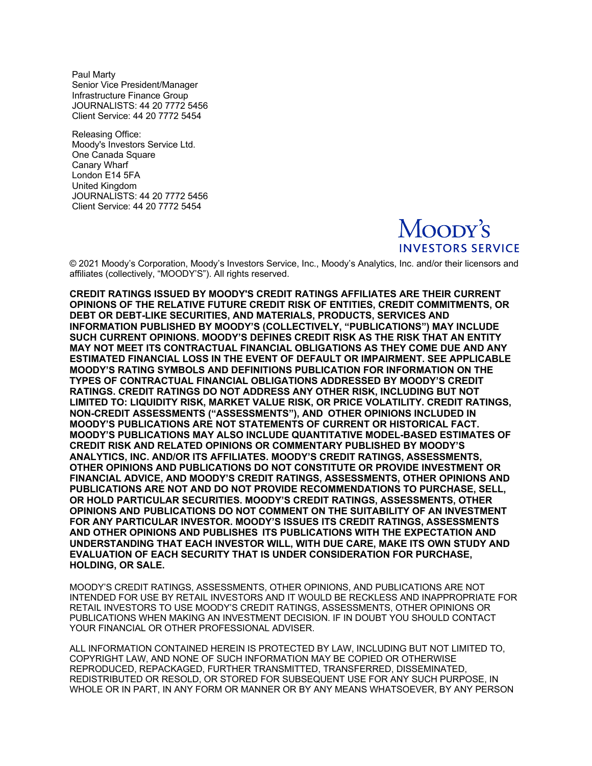Paul Marty
Senior Vice President/Manager
Infrastructure Finance Group
JOURNALISTS: 44 20 7772 5456
Client Service: 44 20 7772 5454

Releasing Office:
Moody's Investors Service Ltd.
One Canada Square
Canary Wharf
London E14 5FA
United Kingdom
JOURNALISTS: 44 20 7772 5456
Client Service: 44 20 7772 5454

MOODY'S INVESTORS SERVICE

© 2021 Moody's Corporation, Moody's Investors Service, Inc., Moody's Analytics, Inc. and/or their licensors and affiliates (collectively, "MOODY'S"). All rights reserved.

**CREDIT RATINGS ISSUED BY MOODY'S CREDIT RATINGS AFFILIATES ARE THEIR CURRENT OPINIONS OF THE RELATIVE FUTURE CREDIT RISK OF ENTITIES, CREDIT COMMITMENTS, OR DEBT OR DEBT-LIKE SECURITIES, AND MATERIALS, PRODUCTS, SERVICES AND INFORMATION PUBLISHED BY MOODY'S (COLLECTIVELY, "PUBLICATIONS") MAY INCLUDE SUCH CURRENT OPINIONS. MOODY'S DEFINES CREDIT RISK AS THE RISK THAT AN ENTITY MAY NOT MEET ITS CONTRACTUAL FINANCIAL OBLIGATIONS AS THEY COME DUE AND ANY ESTIMATED FINANCIAL LOSS IN THE EVENT OF DEFAULT OR IMPAIRMENT. SEE APPLICABLE MOODY'S RATING SYMBOLS AND DEFINITIONS PUBLICATION FOR INFORMATION ON THE TYPES OF CONTRACTUAL FINANCIAL OBLIGATIONS ADDRESSED BY MOODY'S CREDIT RATINGS. CREDIT RATINGS DO NOT ADDRESS ANY OTHER RISK, INCLUDING BUT NOT LIMITED TO: LIQUIDITY RISK, MARKET VALUE RISK, OR PRICE VOLATILITY. CREDIT RATINGS, NON-CREDIT ASSESSMENTS ("ASSESSMENTS"), AND OTHER OPINIONS INCLUDED IN MOODY'S PUBLICATIONS ARE NOT STATEMENTS OF CURRENT OR HISTORICAL FACT. MOODY'S PUBLICATIONS MAY ALSO INCLUDE QUANTITATIVE MODEL-BASED ESTIMATES OF CREDIT RISK AND RELATED OPINIONS OR COMMENTARY PUBLISHED BY MOODY'S ANALYTICS, INC. AND/OR ITS AFFILIATES. MOODY'S CREDIT RATINGS, ASSESSMENTS, OTHER OPINIONS AND PUBLICATIONS DO NOT CONSTITUTE OR PROVIDE INVESTMENT OR FINANCIAL ADVICE, AND MOODY'S CREDIT RATINGS, ASSESSMENTS, OTHER OPINIONS AND PUBLICATIONS ARE NOT AND DO NOT PROVIDE RECOMMENDATIONS TO PURCHASE, SELL, OR HOLD PARTICULAR SECURITIES. MOODY'S CREDIT RATINGS, ASSESSMENTS, OTHER OPINIONS AND PUBLICATIONS DO NOT COMMENT ON THE SUITABILITY OF AN INVESTMENT FOR ANY PARTICULAR INVESTOR. MOODY'S ISSUES ITS CREDIT RATINGS, ASSESSMENTS AND OTHER OPINIONS AND PUBLISHES ITS PUBLICATIONS WITH THE EXPECTATION AND UNDERSTANDING THAT EACH INVESTOR WILL, WITH DUE CARE, MAKE ITS OWN STUDY AND EVALUATION OF EACH SECURITY THAT IS UNDER CONSIDERATION FOR PURCHASE, HOLDING, OR SALE.**

MOODY'S CREDIT RATINGS, ASSESSMENTS, OTHER OPINIONS, AND PUBLICATIONS ARE NOT INTENDED FOR USE BY RETAIL INVESTORS AND IT WOULD BE RECKLESS AND INAPPROPRIATE FOR RETAIL INVESTORS TO USE MOODY'S CREDIT RATINGS, ASSESSMENTS, OTHER OPINIONS OR PUBLICATIONS WHEN MAKING AN INVESTMENT DECISION. IF IN DOUBT YOU SHOULD CONTACT YOUR FINANCIAL OR OTHER PROFESSIONAL ADVISER.

ALL INFORMATION CONTAINED HEREIN IS PROTECTED BY LAW, INCLUDING BUT NOT LIMITED TO, COPYRIGHT LAW, AND NONE OF SUCH INFORMATION MAY BE COPIED OR OTHERWISE REPRODUCED, REPACKAGED, FURTHER TRANSMITTED, TRANSFERRED, DISSEMINATED, REDISTRIBUTED OR RESOLD, OR STORED FOR SUBSEQUENT USE FOR ANY SUCH PURPOSE, IN WHOLE OR IN PART, IN ANY FORM OR MANNER OR BY ANY MEANS WHATSOEVER, BY ANY PERSON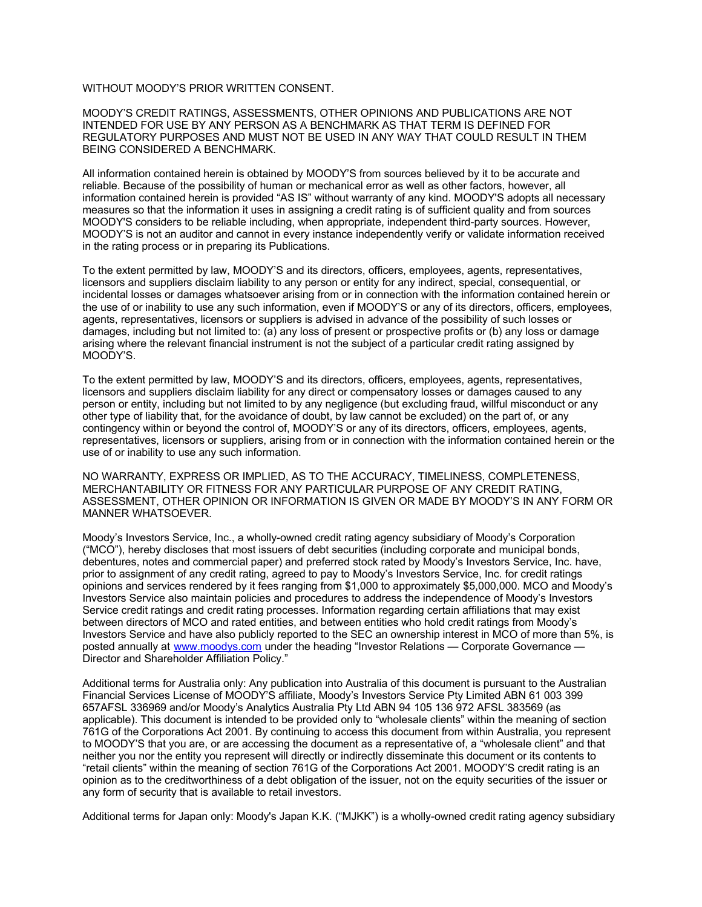WITHOUT MOODY'S PRIOR WRITTEN CONSENT.

MOODY'S CREDIT RATINGS, ASSESSMENTS, OTHER OPINIONS AND PUBLICATIONS ARE NOT INTENDED FOR USE BY ANY PERSON AS A BENCHMARK AS THAT TERM IS DEFINED FOR REGULATORY PURPOSES AND MUST NOT BE USED IN ANY WAY THAT COULD RESULT IN THEM BEING CONSIDERED A BENCHMARK.

All information contained herein is obtained by MOODY'S from sources believed by it to be accurate and reliable. Because of the possibility of human or mechanical error as well as other factors, however, all information contained herein is provided "AS IS" without warranty of any kind. MOODY'S adopts all necessary measures so that the information it uses in assigning a credit rating is of sufficient quality and from sources MOODY'S considers to be reliable including, when appropriate, independent third-party sources. However, MOODY'S is not an auditor and cannot in every instance independently verify or validate information received in the rating process or in preparing its Publications.

To the extent permitted by law, MOODY'S and its directors, officers, employees, agents, representatives, licensors and suppliers disclaim liability to any person or entity for any indirect, special, consequential, or incidental losses or damages whatsoever arising from or in connection with the information contained herein or the use of or inability to use any such information, even if MOODY'S or any of its directors, officers, employees, agents, representatives, licensors or suppliers is advised in advance of the possibility of such losses or damages, including but not limited to: (a) any loss of present or prospective profits or (b) any loss or damage arising where the relevant financial instrument is not the subject of a particular credit rating assigned by MOODY'S.

To the extent permitted by law, MOODY'S and its directors, officers, employees, agents, representatives, licensors and suppliers disclaim liability for any direct or compensatory losses or damages caused to any person or entity, including but not limited to by any negligence (but excluding fraud, willful misconduct or any other type of liability that, for the avoidance of doubt, by law cannot be excluded) on the part of, or any contingency within or beyond the control of, MOODY'S or any of its directors, officers, employees, agents, representatives, licensors or suppliers, arising from or in connection with the information contained herein or the use of or inability to use any such information.

NO WARRANTY, EXPRESS OR IMPLIED, AS TO THE ACCURACY, TIMELINESS, COMPLETENESS, MERCHANTABILITY OR FITNESS FOR ANY PARTICULAR PURPOSE OF ANY CREDIT RATING, ASSESSMENT, OTHER OPINION OR INFORMATION IS GIVEN OR MADE BY MOODY'S IN ANY FORM OR MANNER WHATSOEVER.

Moody's Investors Service, Inc., a wholly-owned credit rating agency subsidiary of Moody's Corporation ("MCO"), hereby discloses that most issuers of debt securities (including corporate and municipal bonds, debentures, notes and commercial paper) and preferred stock rated by Moody's Investors Service, Inc. have, prior to assignment of any credit rating, agreed to pay to Moody's Investors Service, Inc. for credit ratings opinions and services rendered by it fees ranging from $1,000 to approximately $5,000,000. MCO and Moody's Investors Service also maintain policies and procedures to address the independence of Moody's Investors Service credit ratings and credit rating processes. Information regarding certain affiliations that may exist between directors of MCO and rated entities, and between entities who hold credit ratings from Moody's Investors Service and have also publicly reported to the SEC an ownership interest in MCO of more than 5%, is posted annually at [www.moodys.com](http://www.moodys.com) under the heading "Investor Relations — Corporate Governance — Director and Shareholder Affiliation Policy."

Additional terms for Australia only: Any publication into Australia of this document is pursuant to the Australian Financial Services License of MOODY'S affiliate, Moody's Investors Service Pty Limited ABN 61 003 399 657AFSL 336969 and/or Moody's Analytics Australia Pty Ltd ABN 94 105 136 972 AFSL 383569 (as applicable). This document is intended to be provided only to "wholesale clients" within the meaning of section 761G of the Corporations Act 2001. By continuing to access this document from within Australia, you represent to MOODY'S that you are, or are accessing the document as a representative of, a "wholesale client" and that neither you nor the entity you represent will directly or indirectly disseminate this document or its contents to "retail clients" within the meaning of section 761G of the Corporations Act 2001. MOODY'S credit rating is an opinion as to the creditworthiness of a debt obligation of the issuer, not on the equity securities of the issuer or any form of security that is available to retail investors.

Additional terms for Japan only: Moody's Japan K.K. ("MJKK") is a wholly-owned credit rating agency subsidiary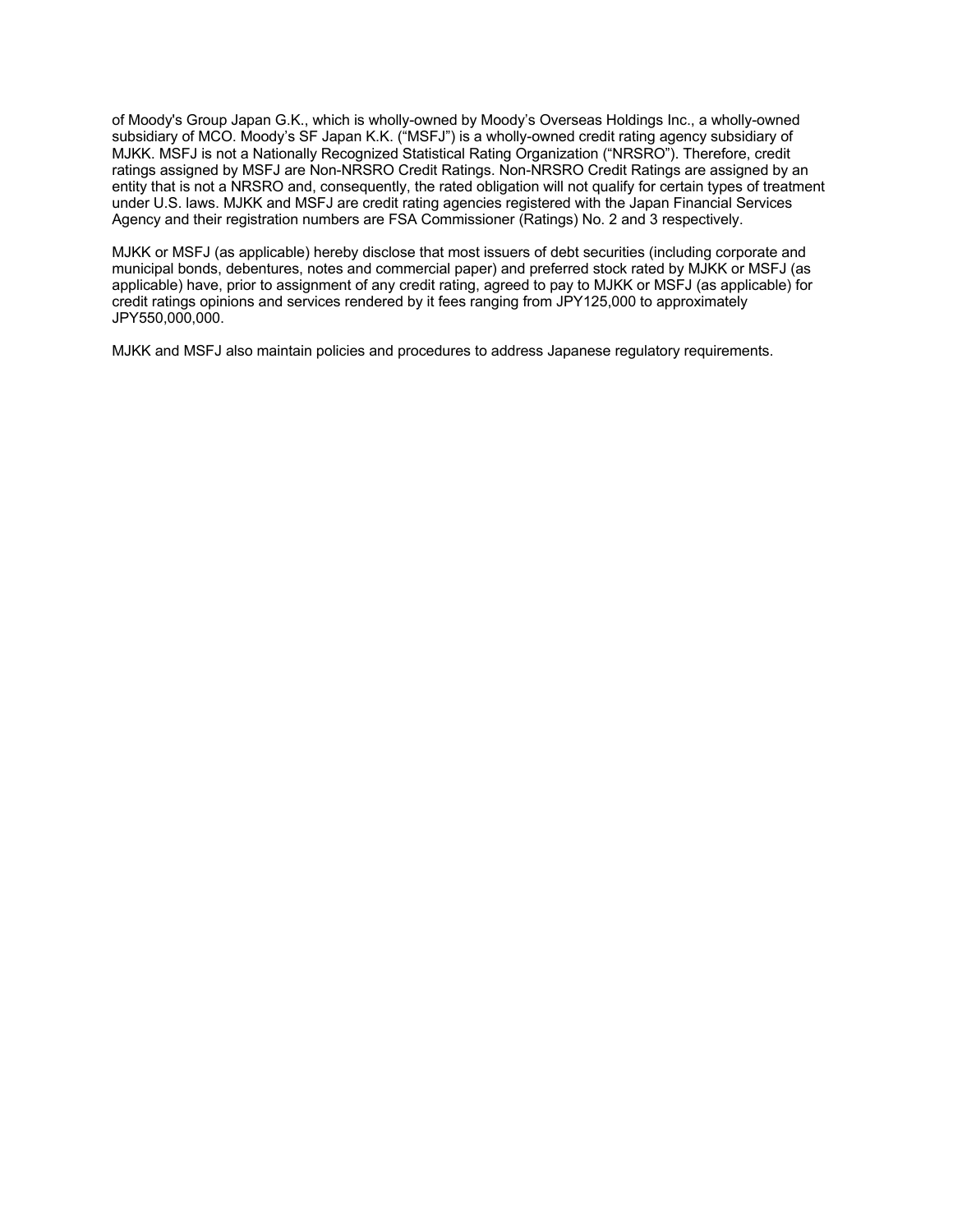of Moody's Group Japan G.K., which is wholly-owned by Moody's Overseas Holdings Inc., a wholly-owned subsidiary of MCO. Moody's SF Japan K.K. ("MSFJ") is a wholly-owned credit rating agency subsidiary of MJKK. MSFJ is not a Nationally Recognized Statistical Rating Organization ("NRSRO"). Therefore, credit ratings assigned by MSFJ are Non-NRSRO Credit Ratings. Non-NRSRO Credit Ratings are assigned by an entity that is not a NRSRO and, consequently, the rated obligation will not qualify for certain types of treatment under U.S. laws. MJKK and MSFJ are credit rating agencies registered with the Japan Financial Services Agency and their registration numbers are FSA Commissioner (Ratings) No. 2 and 3 respectively.

MJKK or MSFJ (as applicable) hereby disclose that most issuers of debt securities (including corporate and municipal bonds, debentures, notes and commercial paper) and preferred stock rated by MJKK or MSFJ (as applicable) have, prior to assignment of any credit rating, agreed to pay to MJKK or MSFJ (as applicable) for credit ratings opinions and services rendered by it fees ranging from JPY125,000 to approximately JPY550,000,000.

MJKK and MSFJ also maintain policies and procedures to address Japanese regulatory requirements.